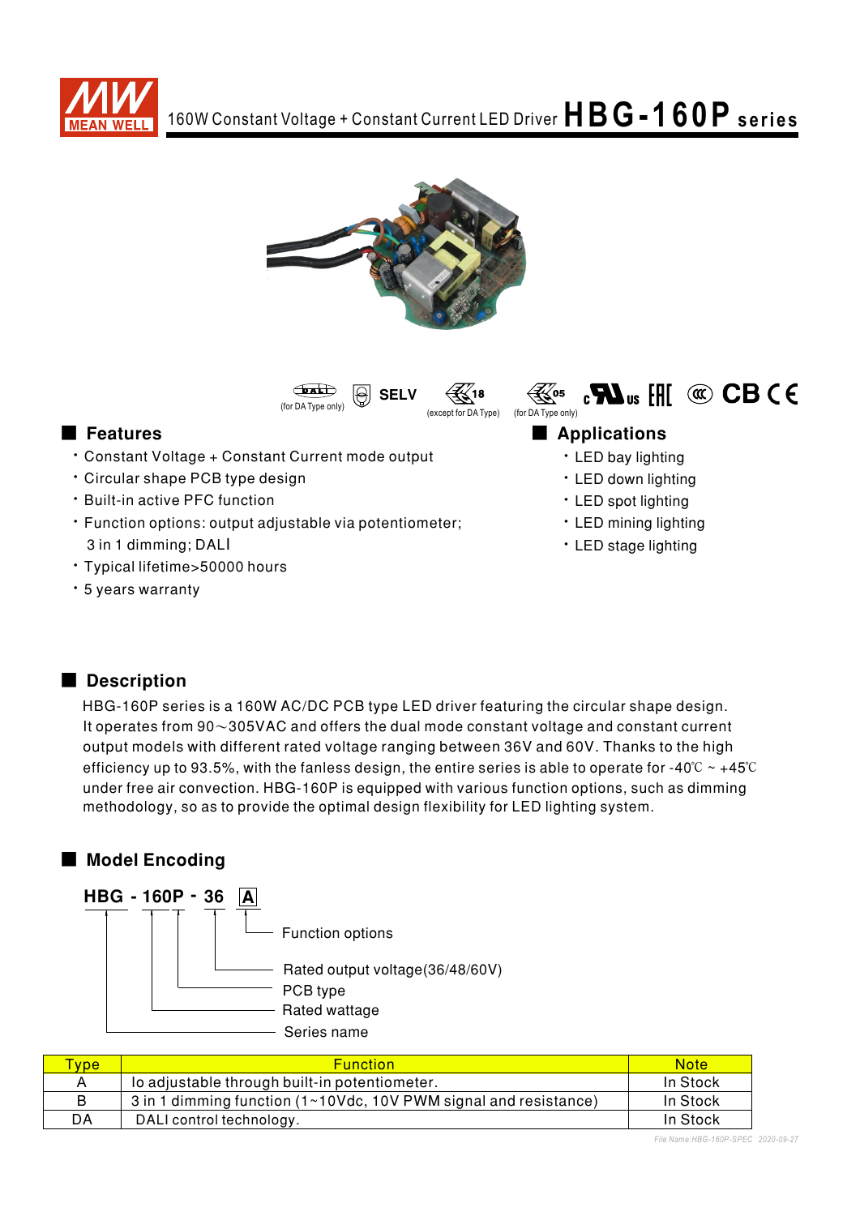# 160W Constant Voltage + Constant Current LED Driver HBG-160P series

(for DA Type only) SELV (except for DA Type) (for DA Type only)

## Features

- Constant Voltage + Constant Current mode output
- Circular shape PCB type design
- Built-in active PFC function
- Function options: output adjustable via potentiometer; 3 in 1 dimming; DALI
- Typical lifetime>50000 hours
- 5 years warranty

## Applications

- LED bay lighting
- LED down lighting
- LED spot lighting
- LED mining lighting
- LED stage lighting

## Description

HBG-160P series is a 160W AC/DC PCB type LED driver featuring the circular shape design. It operates from 90～305VAC and offers the dual mode constant voltage and constant current output models with different rated voltage ranging between 36V and 60V. Thanks to the high efficiency up to 93.5%, with the fanless design, the entire series is able to operate for -40℃ ~ +45℃ under free air convection. HBG-160P is equipped with various function options, such as dimming methodology, so as to provide the optimal design flexibility for LED lighting system.

## Model Encoding

**HBG - 160P - 36 A**

- A: Function options
- 36: Rated output voltage(36/48/60V)
- P: PCB type
- 160: Rated wattage
- HBG: Series name

| Type | Function | Note |
|---|---|---|
| A | Io adjustable through built-in potentiometer. | In Stock |
| B | 3 in 1 dimming function (1~10Vdc, 10V PWM signal and resistance) | In Stock |
| DA | DALI control technology. | In Stock |

File Name:HBG-160P-SPEC 2020-09-27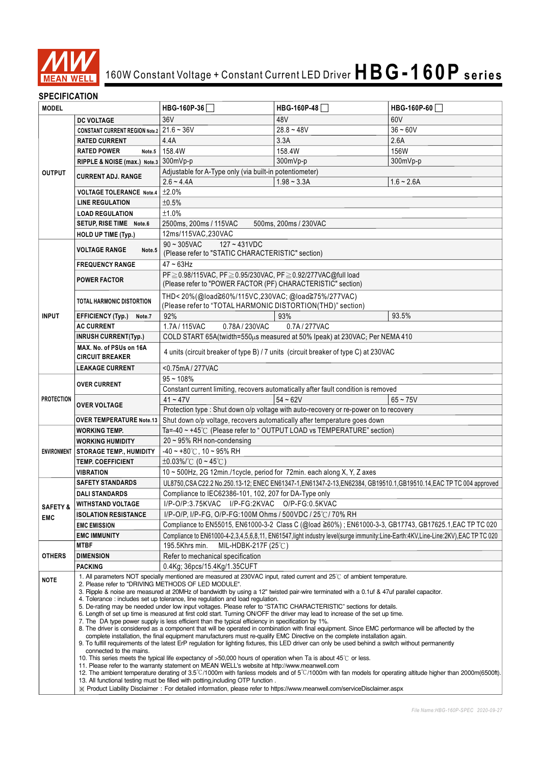# 160W Constant Voltage + Constant Current LED Driver HBG-160P series

## SPECIFICATION

| MODEL | | HBG-160P-36☐ | HBG-160P-48☐ | HBG-160P-60☐ |
|---|---|---|---|---|
| OUTPUT | DC VOLTAGE | 36V | 48V | 60V |
| | CONSTANT CURRENT REGION Note.2 | 21.6 ~ 36V | 28.8 ~ 48V | 36 ~ 60V |
| | RATED CURRENT | 4.4A | 3.3A | 2.6A |
| | RATED POWER Note.5 | 158.4W | 158.4W | 156W |
| | RIPPLE & NOISE (max.) Note.3 | 300mVp-p | 300mVp-p | 300mVp-p |
| | CURRENT ADJ. RANGE | Adjustable for A-Type only (via built-in potentiometer) | | |
| | | 2.6 ~ 4.4A | 1.98 ~ 3.3A | 1.6 ~ 2.6A |
| | VOLTAGE TOLERANCE Note.4 | ±2.0% | | |
| | LINE REGULATION | ±0.5% | | |
| | LOAD REGULATION | ±1.0% | | |
| | SETUP, RISE TIME Note.6 | 2500ms, 200ms / 115VAC 500ms, 200ms / 230VAC | | |
| | HOLD UP TIME (Typ.) | 12ms/115VAC,230VAC | | |
| INPUT | VOLTAGE RANGE Note.5 | 90 ~ 305VAC 127 ~ 431VDC (Please refer to "STATIC CHARACTERISTIC" section) | | |
| | FREQUENCY RANGE | 47 ~ 63Hz | | |
| | POWER FACTOR | PF≧0.98/115VAC, PF≧0.95/230VAC, PF≧0.92/277VAC@full load (Please refer to "POWER FACTOR (PF) CHARACTERISTIC" section) | | |
| | TOTAL HARMONIC DISTORTION | THD< 20%(@load≧60%/115VC,230VAC; @load≧75%/277VAC) (Please refer to "TOTAL HARMONIC DISTORTION(THD)" section) | | |
| | EFFICIENCY (Typ.) Note.7 | 92% | 93% | 93.5% |
| | AC CURRENT | 1.7A / 115VAC 0.78A / 230VAC 0.7A / 277VAC | | |
| | INRUSH CURRENT(Typ.) | COLD START 65A(twidth=550μs measured at 50% Ipeak) at 230VAC; Per NEMA 410 | | |
| | MAX. No. of PSUs on 16A CIRCUIT BREAKER | 4 units (circuit breaker of type B) / 7 units (circuit breaker of type C) at 230VAC | | |
| | LEAKAGE CURRENT | <0.75mA / 277VAC | | |
| PROTECTION | OVER CURRENT | 95 ~ 108% | | |
| | | Constant current limiting, recovers automatically after fault condition is removed | | |
| | OVER VOLTAGE | 41 ~ 47V | 54 ~ 62V | 65 ~ 75V |
| | | Protection type : Shut down o/p voltage with auto-recovery or re-power on to recovery | | |
| | OVER TEMPERATURE Note.13 | Shut down o/p voltage, recovers automatically after temperature goes down | | |
| ENVIRONMENT | WORKING TEMP. | Ta=-40 ~ +45℃ (Please refer to " OUTPUT LOAD vs TEMPERATURE" section) | | |
| | WORKING HUMIDITY | 20 ~ 95% RH non-condensing | | |
| | STORAGE TEMP., HUMIDITY | -40 ~ +80℃, 10 ~ 95% RH | | |
| | TEMP. COEFFICIENT | ±0.03%/℃ (0 ~ 45℃) | | |
| | VIBRATION | 10 ~ 500Hz, 2G 12min./1cycle, period for 72min. each along X, Y, Z axes | | |
| SAFETY & EMC | SAFETY STANDARDS | UL8750,CSA C22.2 No.250.13-12; ENEC EN61347-1,EN61347-2-13,EN62384, GB19510.1,GB19510.14,EAC TP TC 004 approved | | |
| | DALI STANDARDS | Compliance to IEC62386-101, 102, 207 for DA-Type only | | |
| | WITHSTAND VOLTAGE | I/P-O/P:3.75KVAC I/P-FG:2KVAC O/P-FG:0.5KVAC | | |
| | ISOLATION RESISTANCE | I/P-O/P, I/P-FG, O/P-FG:100M Ohms / 500VDC / 25℃/ 70% RH | | |
| | EMC EMISSION | Compliance to EN55015, EN61000-3-2 Class C (@load ≧60%) ; EN61000-3-3, GB17743, GB17625.1,EAC TP TC 020 | | |
| | EMC IMMUNITY | Compliance to EN61000-4-2,3,4,5,6,8,11, EN61547,light industry level(surge immunity:Line-Earth:4KV,Line-Line:2KV),EAC TP TC 020 | | |
| OTHERS | MTBF | 195.5Khrs min. MIL-HDBK-217F (25℃) | | |
| | DIMENSION | Refer to mechanical specification | | |
| | PACKING | 0.4Kg; 36pcs/15.4Kg/1.35CUFT | | |

**NOTE**

1. All parameters NOT specially mentioned are measured at 230VAC input, rated current and 25℃ of ambient temperature.
2. Please refer to "DRIVING METHODS OF LED MODULE".
3. Ripple & noise are measured at 20MHz of bandwidth by using a 12" twisted pair-wire terminated with a 0.1uf & 47uf parallel capacitor.
4. Tolerance : includes set up tolerance, line regulation and load regulation.
5. De-rating may be needed under low input voltages. Please refer to "STATIC CHARACTERISTIC" sections for details.
6. Length of set up time is measured at first cold start. Turning ON/OFF the driver may lead to increase of the set up time.
7. The DA type power supply is less efficient than the typical efficiency in specification by 1%.
8. The driver is considered as a component that will be operated in combination with final equipment. Since EMC performance will be affected by the complete installation, the final equipment manufacturers must re-qualify EMC Directive on the complete installation again.
9. To fulfill requirements of the latest ErP regulation for lighting fixtures, this LED driver can only be used behind a switch without permanently connected to the mains.
10. This series meets the typical life expectancy of >50,000 hours of operation when Ta is about 45℃ or less.
11. Please refer to the warranty statement on MEAN WELL's website at http://www.meanwell.com
12. The ambient temperature derating of 3.5℃/1000m with fanless models and of 5℃/1000m with fan models for operating altitude higher than 2000m(6500ft).
13. All functional testing must be filled with potting,including OTP function .

※ Product Liability Disclaimer：For detailed information, please refer to https://www.meanwell.com/serviceDisclaimer.aspx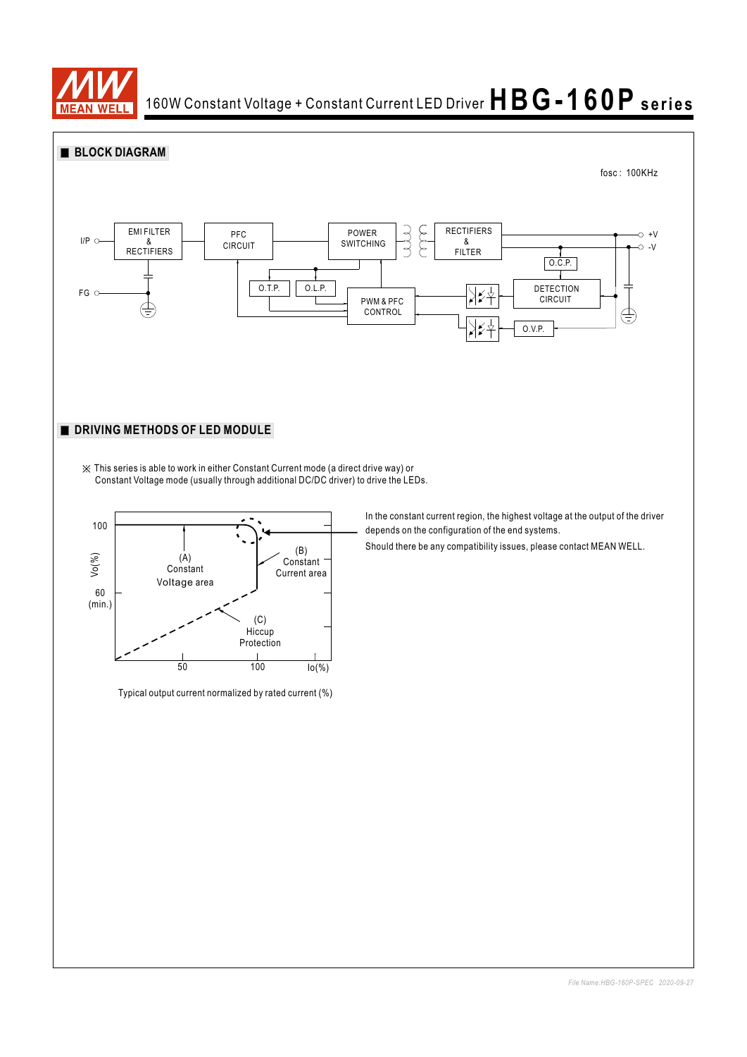## BLOCK DIAGRAM

fosc : 100KHz

I/P, FG, EMI FILTER & RECTIFIERS, PFC CIRCUIT, POWER SWITCHING, RECTIFIERS & FILTER, +V, -V, O.C.P., DETECTION CIRCUIT, O.T.P., O.L.P., PWM & PFC CONTROL, O.V.P.

## DRIVING METHODS OF LED MODULE

※ This series is able to work in either Constant Current mode (a direct drive way) or Constant Voltage mode (usually through additional DC/DC driver) to drive the LEDs.

Vo(%), 100, 60 (min.), (A) Constant Voltage area, (B) Constant Current area, (C) Hiccup Protection, 50, 100, Io(%)

Typical output current normalized by rated current (%)

In the constant current region, the highest voltage at the output of the driver depends on the configuration of the end systems.

Should there be any compatibility issues, please contact MEAN WELL.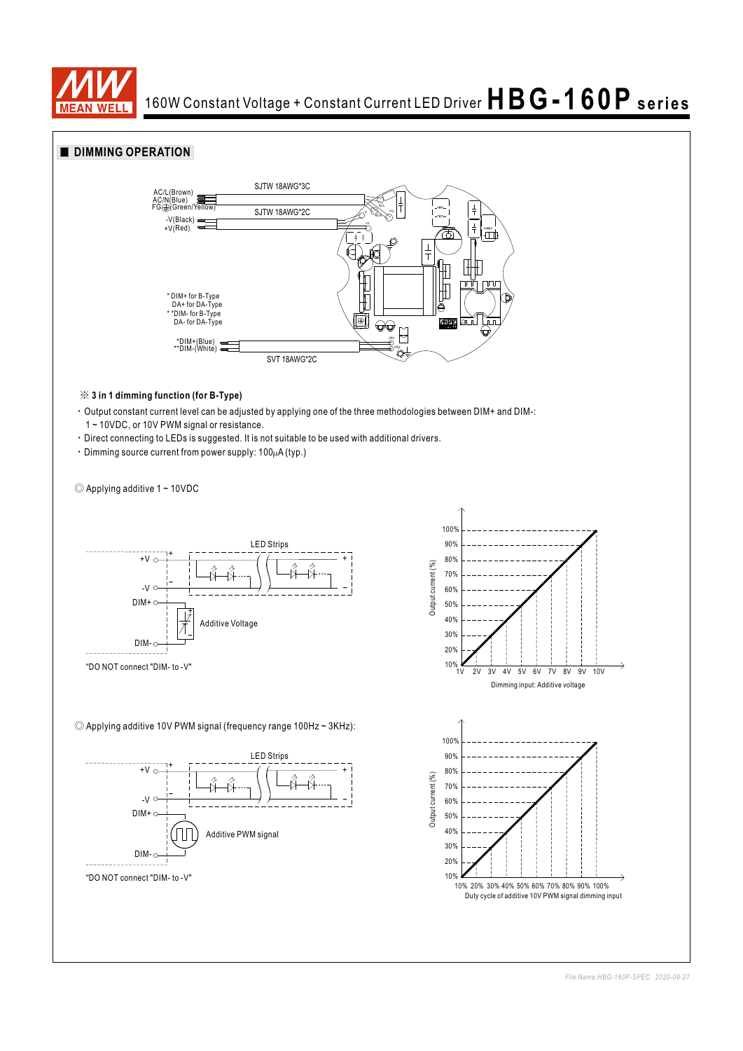## ■ DIMMING OPERATION

AC/L(Brown)
AC/N(Blue)
FG⏚(Green/Yellow)
-V(Black)
+V(Red)

SJTW 18AWG*3C
SJTW 18AWG*2C

\* DIM+ for B-Type
DA+ for DA-Type
\*\*DIM- for B-Type
DA- for DA-Type

\*DIM+(Blue)
\*\*DIM-(White)

SVT 18AWG*2C

### ※ 3 in 1 dimming function (for B-Type)

- Output constant current level can be adjusted by applying one of the three methodologies between DIM+ and DIM-: 1 ~ 10VDC, or 10V PWM signal or resistance.
- Direct connecting to LEDs is suggested. It is not suitable to be used with additional drivers.
- Dimming source current from power supply: 100μA (typ.)

◎ Applying additive 1 ~ 10VDC

+V, -V, DIM+, DIM-, LED Strips, Additive Voltage

"DO NOT connect "DIM- to -V"

Output current (%): 10% – 100%
Dimming input: Additive voltage (1V – 10V)

◎ Applying additive 10V PWM signal (frequency range 100Hz ~ 3KHz):

+V, -V, DIM+, DIM-, LED Strips, Additive PWM signal

"DO NOT connect "DIM- to -V"

Output current (%): 10% – 100%
Duty cycle of additive 10V PWM signal dimming input (10% – 100%)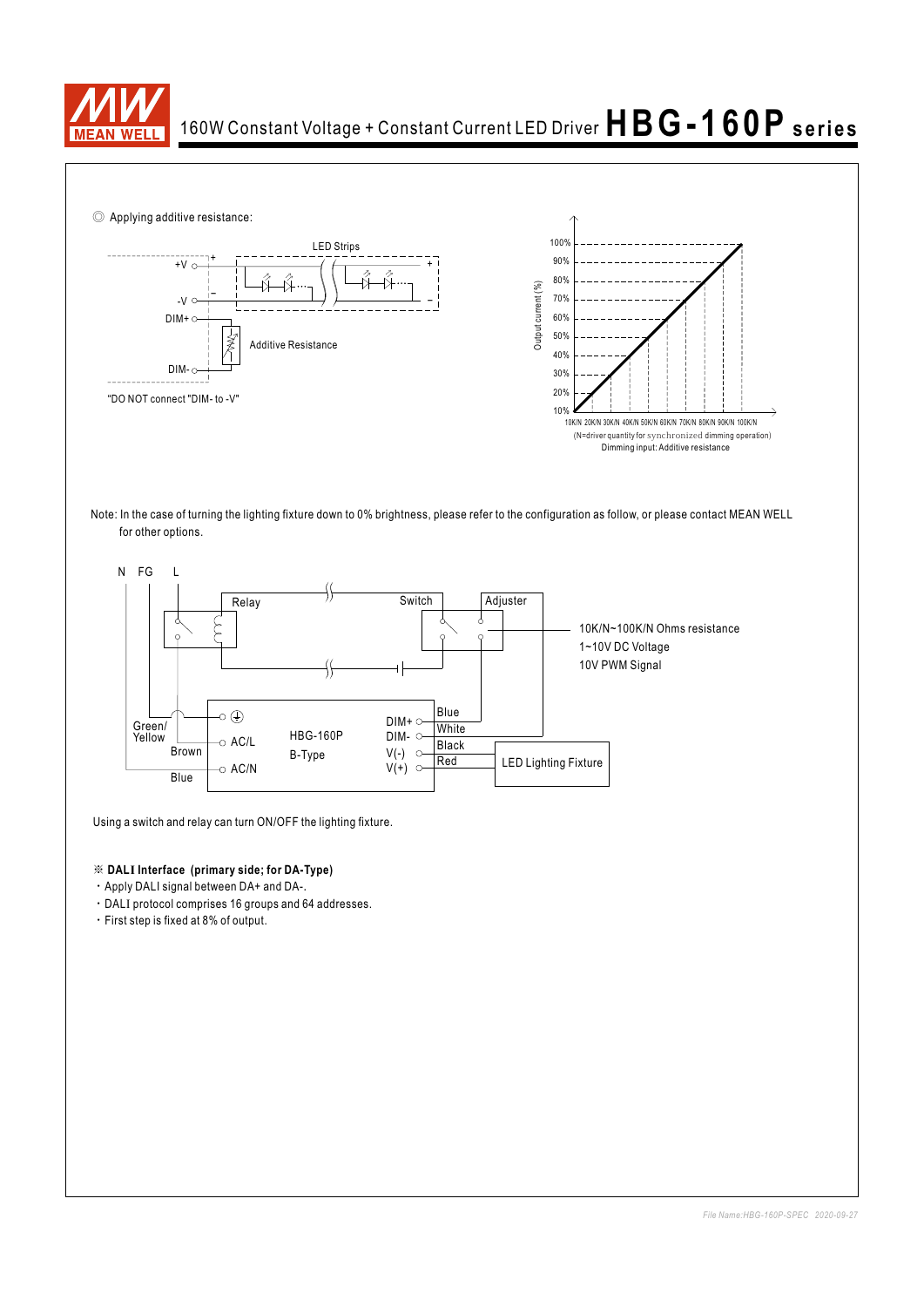◎ Applying additive resistance:

LED Strips

+V

-V

DIM+

DIM-

Additive Resistance

"DO NOT connect "DIM- to -V"

Output current (%)

100%
90%
80%
70%
60%
50%
40%
30%
20%
10%

10K/N 20K/N 30K/N 40K/N 50K/N 60K/N 70K/N 80K/N 90K/N 100K/N

(N=driver quantity for synchronized dimming operation)

Dimming input: Additive resistance

Note: In the case of turning the lighting fixture down to 0% brightness, please refer to the configuration as follow, or please contact MEAN WELL for other options.

N FG L

Relay

Switch

Adjuster

10K/N~100K/N Ohms resistance
1~10V DC Voltage
10V PWM Signal

Green/Yellow

Brown

Blue

AC/L

AC/N

HBG-160P
B-Type

DIM+
DIM-
V(-)
V(+)

Blue
White
Black
Red

LED Lighting Fixture

Using a switch and relay can turn ON/OFF the lighting fixture.

※ **DALI Interface (primary side; for DA-Type)**

- Apply DALI signal between DA+ and DA-.
- DALI protocol comprises 16 groups and 64 addresses.
- First step is fixed at 8% of output.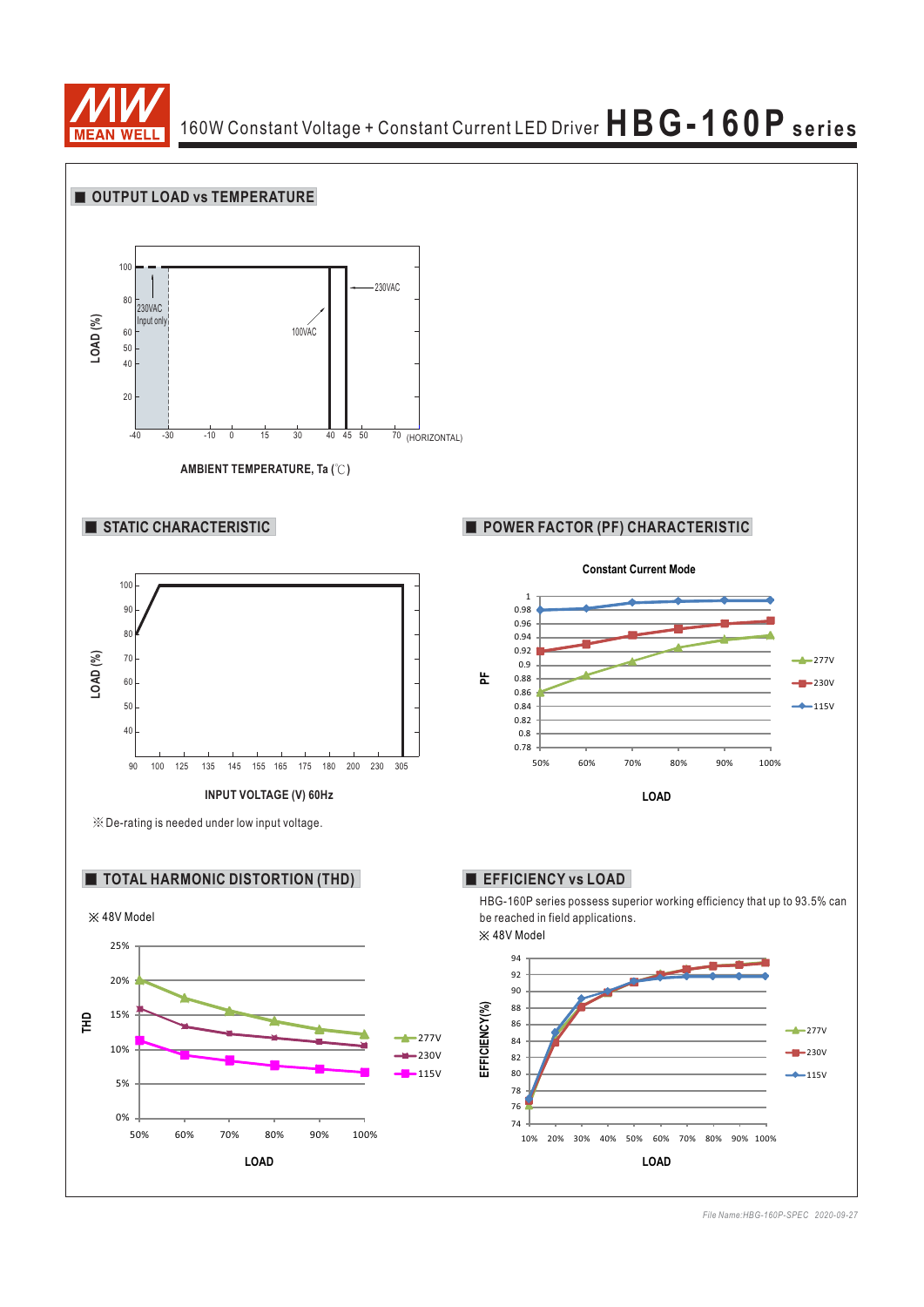## OUTPUT LOAD vs TEMPERATURE

LOAD (%)

100, 80, 60, 50, 40, 20

230VAC Input only

230VAC

100VAC

-40 -30 -10 0 15 30 40 45 50 70 (HORIZONTAL)

AMBIENT TEMPERATURE, Ta (℃)

## STATIC CHARACTERISTIC

LOAD (%)

100, 90, 80, 70, 60, 50, 40

90 100 125 135 145 155 165 175 180 200 230 305

INPUT VOLTAGE (V) 60Hz

※De-rating is needed under low input voltage.

## POWER FACTOR (PF) CHARACTERISTIC

Constant Current Mode

PF

1, 0.98, 0.96, 0.94, 0.92, 0.9, 0.88, 0.86, 0.84, 0.82, 0.8, 0.78

50% 60% 70% 80% 90% 100%

LOAD

277V, 230V, 115V

## TOTAL HARMONIC DISTORTION (THD)

※ 48V Model

THD

25%, 20%, 15%, 10%, 5%, 0%

50% 60% 70% 80% 90% 100%

LOAD

277V, 230V, 115V

## EFFICIENCY vs LOAD

HBG-160P series possess superior working efficiency that up to 93.5% can be reached in field applications.

※ 48V Model

EFFICIENCY(%)

94, 92, 90, 88, 86, 84, 82, 80, 78, 76, 74

10% 20% 30% 40% 50% 60% 70% 80% 90% 100%

LOAD

277V, 230V, 115V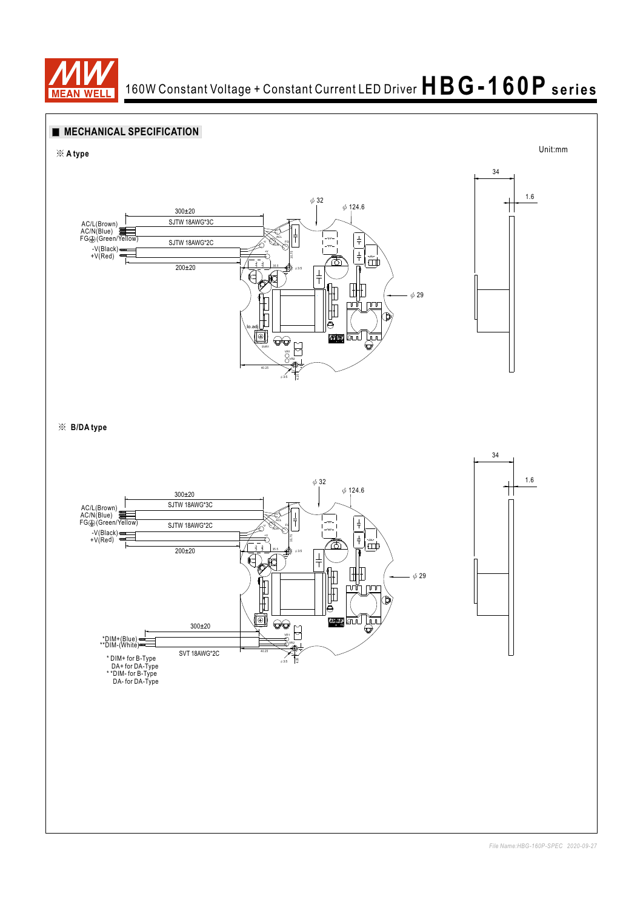## ■ MECHANICAL SPECIFICATION

※ **A type**

Unit:mm

34

1.6

$\phi$ 32

$\phi$ 124.6

300±20

SJTW 18AWG*3C

AC/L(Brown)
AC/N(Blue)
FG⏚(Green/Yellow)

SJTW 18AWG*2C

-V(Black)
+V(Red)

200±20

$\phi$ 29

Io.adj

※ **B/DA type**

34

1.6

$\phi$ 32

$\phi$ 124.6

300±20

SJTW 18AWG*3C

AC/L(Brown)
AC/N(Blue)
FG⏚(Green/Yellow)

SJTW 18AWG*2C

-V(Black)
+V(Red)

200±20

$\phi$ 29

300±20

*DIM+(Blue)
**DIM-(White)

SVT 18AWG*2C

\* DIM+ for B-Type
DA+ for DA-Type
\*\*DIM- for B-Type
DA- for DA-Type